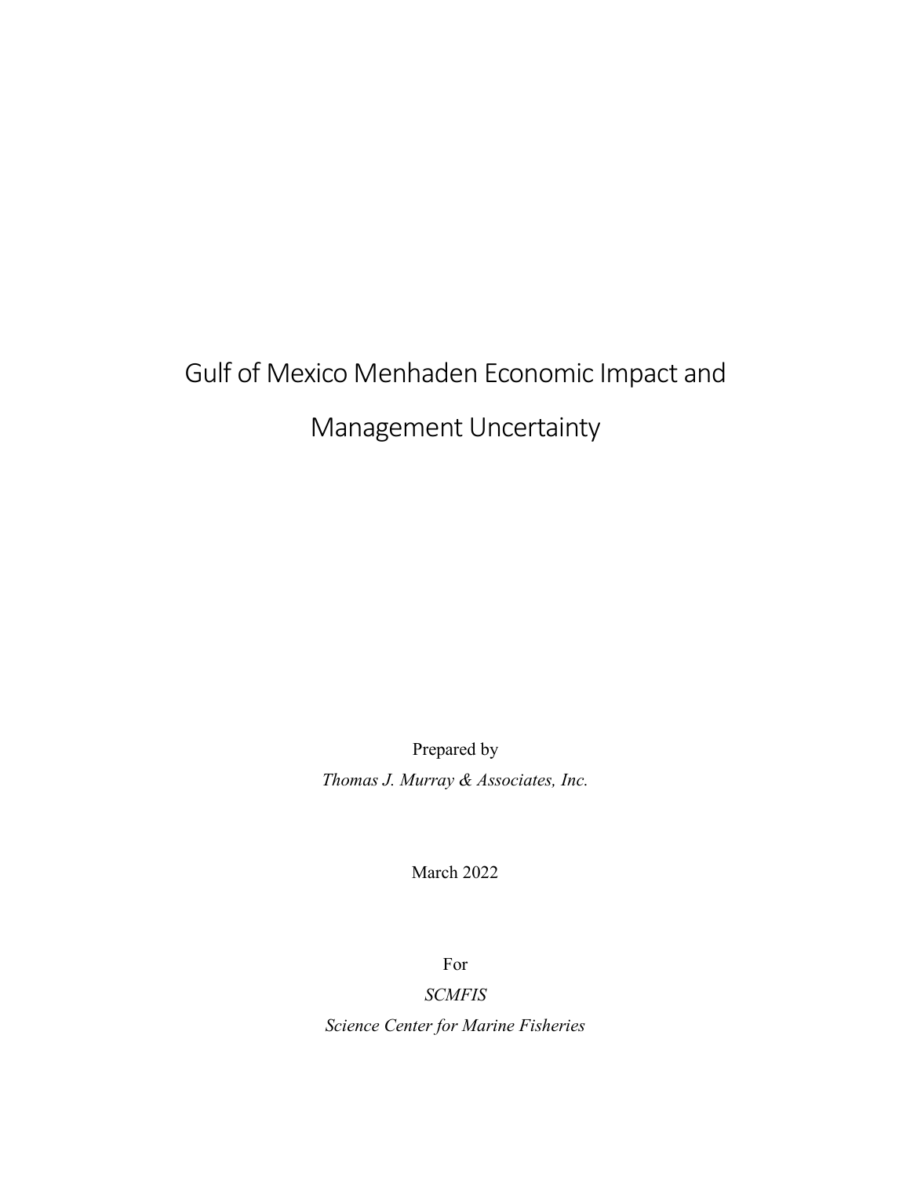# Gulf of Mexico Menhaden Economic Impact and Management Uncertainty

Prepared by

*Thomas J. Murray & Associates, Inc.*

March 2022

For

*SCMFIS*

*Science Center for Marine Fisheries*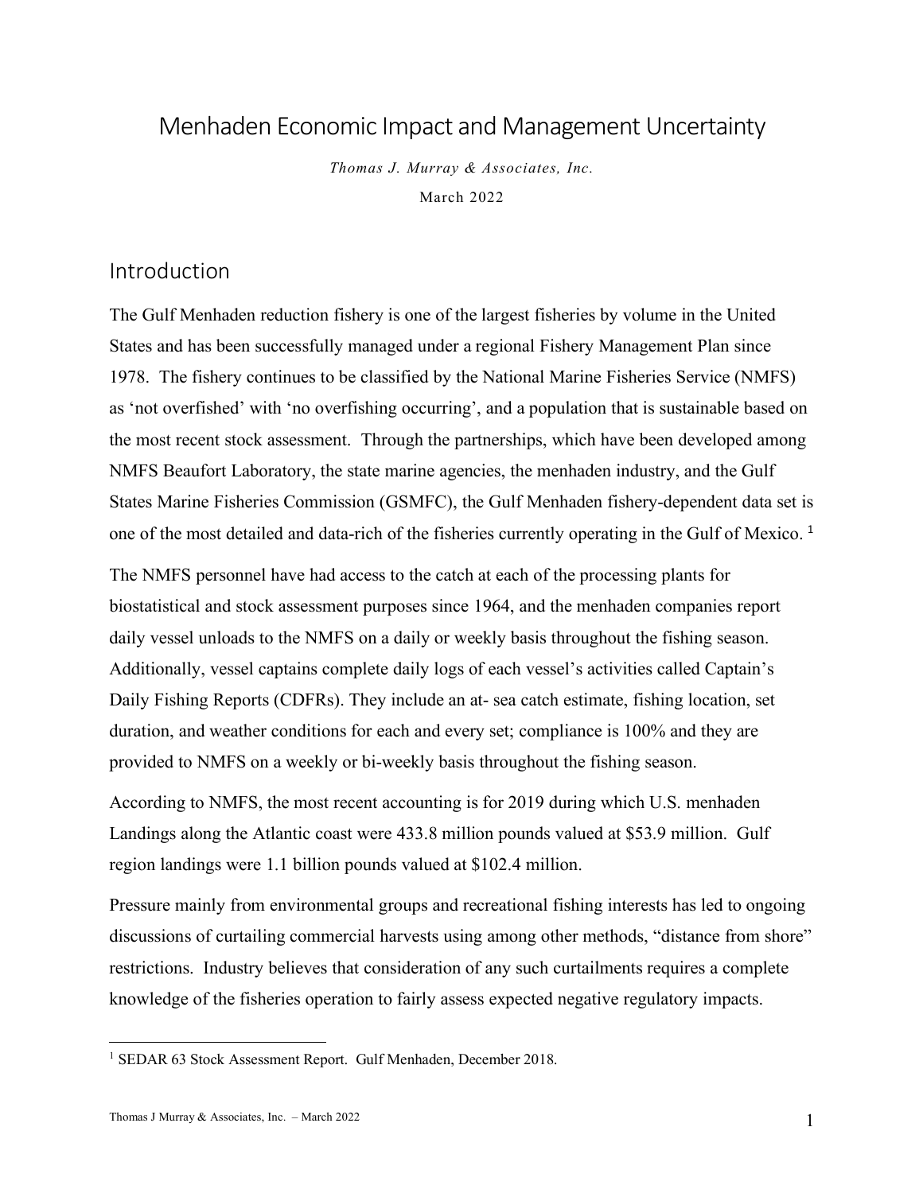# Menhaden Economic Impact and Management Uncertainty

*Thomas J. Murray & Associates, Inc.*

March 2022

## Introduction

The Gulf Menhaden reduction fishery is one of the largest fisheries by volume in the United States and has been successfully managed under a regional Fishery Management Plan since 1978. The fishery continues to be classified by the National Marine Fisheries Service (NMFS) as 'not overfished' with 'no overfishing occurring', and a population that is sustainable based on the most recent stock assessment. Through the partnerships, which have been developed among NMFS Beaufort Laboratory, the state marine agencies, the menhaden industry, and the Gulf States Marine Fisheries Commission (GSMFC), the Gulf Menhaden fishery-dependent data set is one of the most detailed and data-rich of the fisheries currently operating in the Gulf of Mexico. [1]

The NMFS personnel have had access to the catch at each of the processing plants for biostatistical and stock assessment purposes since 1964, and the menhaden companies report daily vessel unloads to the NMFS on a daily or weekly basis throughout the fishing season. Additionally, vessel captains complete daily logs of each vessel's activities called Captain's Daily Fishing Reports (CDFRs). They include an at- sea catch estimate, fishing location, set duration, and weather conditions for each and every set; compliance is 100% and they are provided to NMFS on a weekly or bi-weekly basis throughout the fishing season.

According to NMFS, the most recent accounting is for 2019 during which U.S. menhaden Landings along the Atlantic coast were 433.8 million pounds valued at $53.9 million. Gulf region landings were 1.1 billion pounds valued at $102.4 million.

Pressure mainly from environmental groups and recreational fishing interests has led to ongoing discussions of curtailing commercial harvests using among other methods, "distance from shore" restrictions. Industry believes that consideration of any such curtailments requires a complete knowledge of the fisheries operation to fairly assess expected negative regulatory impacts.

---

[1] SEDAR 63 Stock Assessment Report. Gulf Menhaden, December 2018.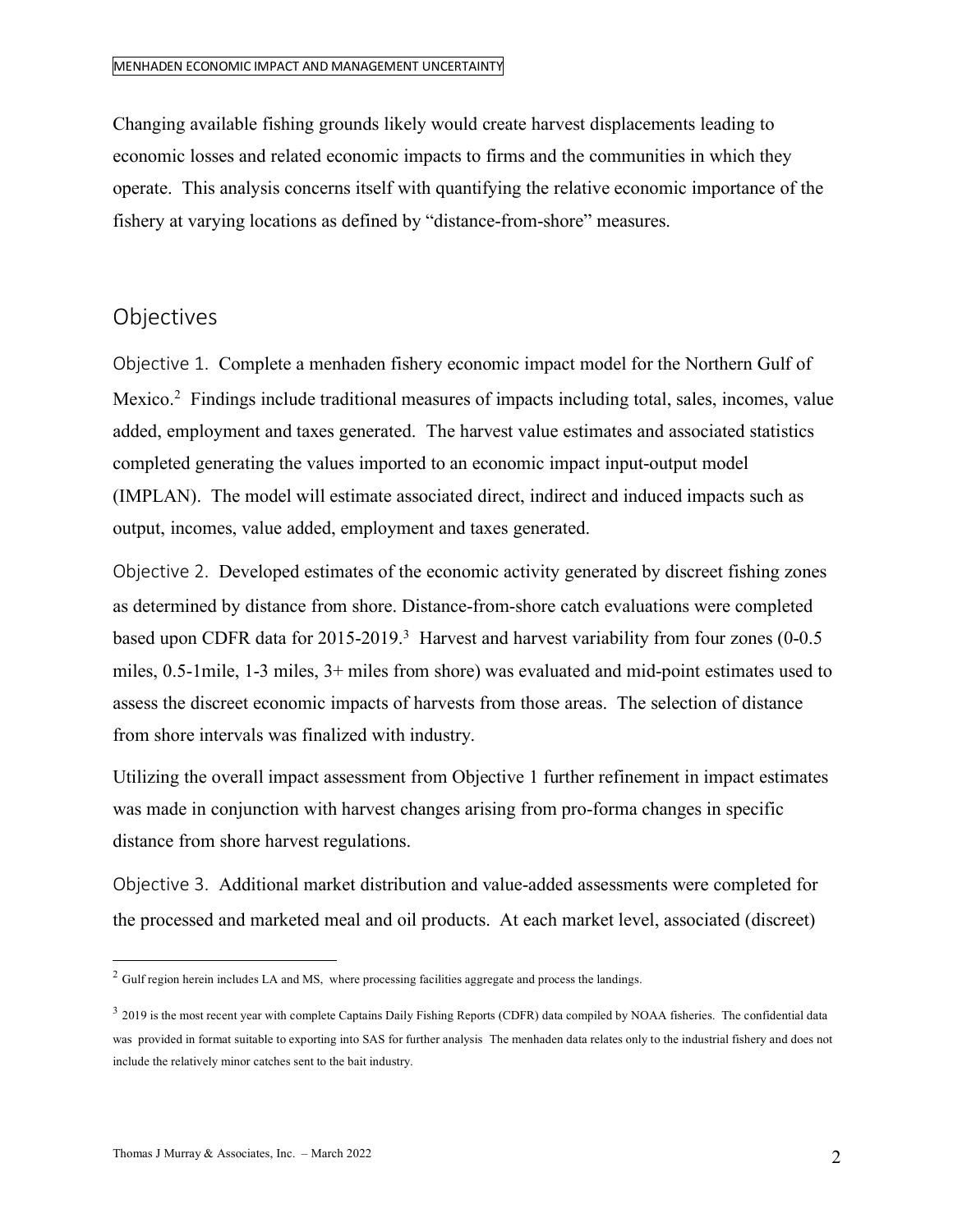Changing available fishing grounds likely would create harvest displacements leading to economic losses and related economic impacts to firms and the communities in which they operate. This analysis concerns itself with quantifying the relative economic importance of the fishery at varying locations as defined by "distance-from-shore" measures.

## Objectives

Objective 1. Complete a menhaden fishery economic impact model for the Northern Gulf of Mexico.[2] Findings include traditional measures of impacts including total, sales, incomes, value added, employment and taxes generated. The harvest value estimates and associated statistics completed generating the values imported to an economic impact input-output model (IMPLAN). The model will estimate associated direct, indirect and induced impacts such as output, incomes, value added, employment and taxes generated.

Objective 2. Developed estimates of the economic activity generated by discreet fishing zones as determined by distance from shore. Distance-from-shore catch evaluations were completed based upon CDFR data for 2015-2019.[3] Harvest and harvest variability from four zones (0-0.5 miles, 0.5-1mile, 1-3 miles, 3+ miles from shore) was evaluated and mid-point estimates used to assess the discreet economic impacts of harvests from those areas. The selection of distance from shore intervals was finalized with industry.

Utilizing the overall impact assessment from Objective 1 further refinement in impact estimates was made in conjunction with harvest changes arising from pro-forma changes in specific distance from shore harvest regulations.

Objective 3. Additional market distribution and value-added assessments were completed for the processed and marketed meal and oil products. At each market level, associated (discreet)

---

[2] Gulf region herein includes LA and MS, where processing facilities aggregate and process the landings.

[3] 2019 is the most recent year with complete Captains Daily Fishing Reports (CDFR) data compiled by NOAA fisheries. The confidential data was provided in format suitable to exporting into SAS for further analysis The menhaden data relates only to the industrial fishery and does not include the relatively minor catches sent to the bait industry.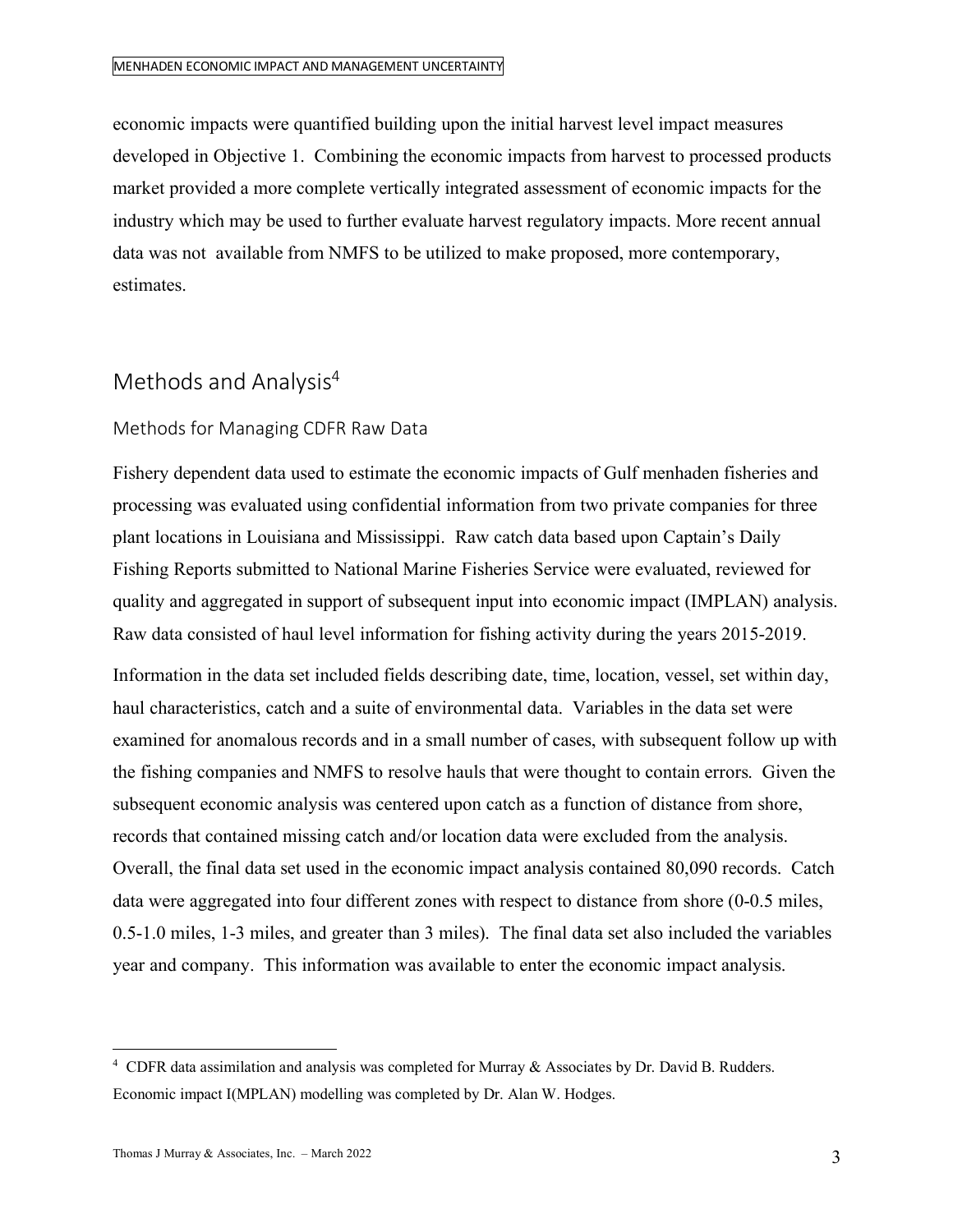economic impacts were quantified building upon the initial harvest level impact measures developed in Objective 1. Combining the economic impacts from harvest to processed products market provided a more complete vertically integrated assessment of economic impacts for the industry which may be used to further evaluate harvest regulatory impacts. More recent annual data was not available from NMFS to be utilized to make proposed, more contemporary, estimates.

## Methods and Analysis[4]

### Methods for Managing CDFR Raw Data

Fishery dependent data used to estimate the economic impacts of Gulf menhaden fisheries and processing was evaluated using confidential information from two private companies for three plant locations in Louisiana and Mississippi. Raw catch data based upon Captain's Daily Fishing Reports submitted to National Marine Fisheries Service were evaluated, reviewed for quality and aggregated in support of subsequent input into economic impact (IMPLAN) analysis. Raw data consisted of haul level information for fishing activity during the years 2015-2019.

Information in the data set included fields describing date, time, location, vessel, set within day, haul characteristics, catch and a suite of environmental data. Variables in the data set were examined for anomalous records and in a small number of cases, with subsequent follow up with the fishing companies and NMFS to resolve hauls that were thought to contain errors. Given the subsequent economic analysis was centered upon catch as a function of distance from shore, records that contained missing catch and/or location data were excluded from the analysis. Overall, the final data set used in the economic impact analysis contained 80,090 records. Catch data were aggregated into four different zones with respect to distance from shore (0-0.5 miles, 0.5-1.0 miles, 1-3 miles, and greater than 3 miles). The final data set also included the variables year and company. This information was available to enter the economic impact analysis.

---

[4] CDFR data assimilation and analysis was completed for Murray & Associates by Dr. David B. Rudders. Economic impact I(MPLAN) modelling was completed by Dr. Alan W. Hodges.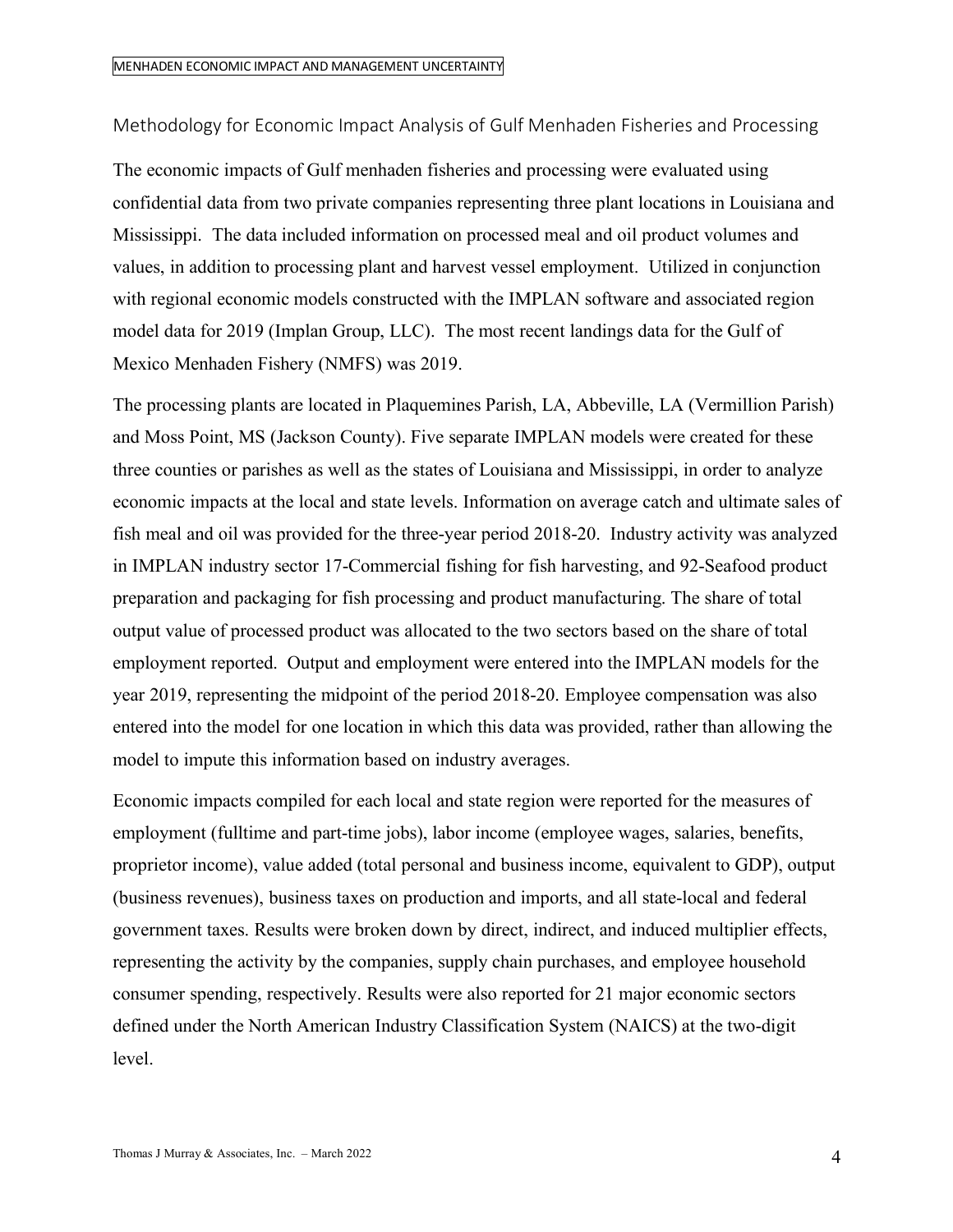## Methodology for Economic Impact Analysis of Gulf Menhaden Fisheries and Processing

The economic impacts of Gulf menhaden fisheries and processing were evaluated using confidential data from two private companies representing three plant locations in Louisiana and Mississippi. The data included information on processed meal and oil product volumes and values, in addition to processing plant and harvest vessel employment. Utilized in conjunction with regional economic models constructed with the IMPLAN software and associated region model data for 2019 (Implan Group, LLC). The most recent landings data for the Gulf of Mexico Menhaden Fishery (NMFS) was 2019.

The processing plants are located in Plaquemines Parish, LA, Abbeville, LA (Vermillion Parish) and Moss Point, MS (Jackson County). Five separate IMPLAN models were created for these three counties or parishes as well as the states of Louisiana and Mississippi, in order to analyze economic impacts at the local and state levels. Information on average catch and ultimate sales of fish meal and oil was provided for the three-year period 2018-20. Industry activity was analyzed in IMPLAN industry sector 17-Commercial fishing for fish harvesting, and 92-Seafood product preparation and packaging for fish processing and product manufacturing. The share of total output value of processed product was allocated to the two sectors based on the share of total employment reported. Output and employment were entered into the IMPLAN models for the year 2019, representing the midpoint of the period 2018-20. Employee compensation was also entered into the model for one location in which this data was provided, rather than allowing the model to impute this information based on industry averages.

Economic impacts compiled for each local and state region were reported for the measures of employment (fulltime and part-time jobs), labor income (employee wages, salaries, benefits, proprietor income), value added (total personal and business income, equivalent to GDP), output (business revenues), business taxes on production and imports, and all state-local and federal government taxes. Results were broken down by direct, indirect, and induced multiplier effects, representing the activity by the companies, supply chain purchases, and employee household consumer spending, respectively. Results were also reported for 21 major economic sectors defined under the North American Industry Classification System (NAICS) at the two-digit level.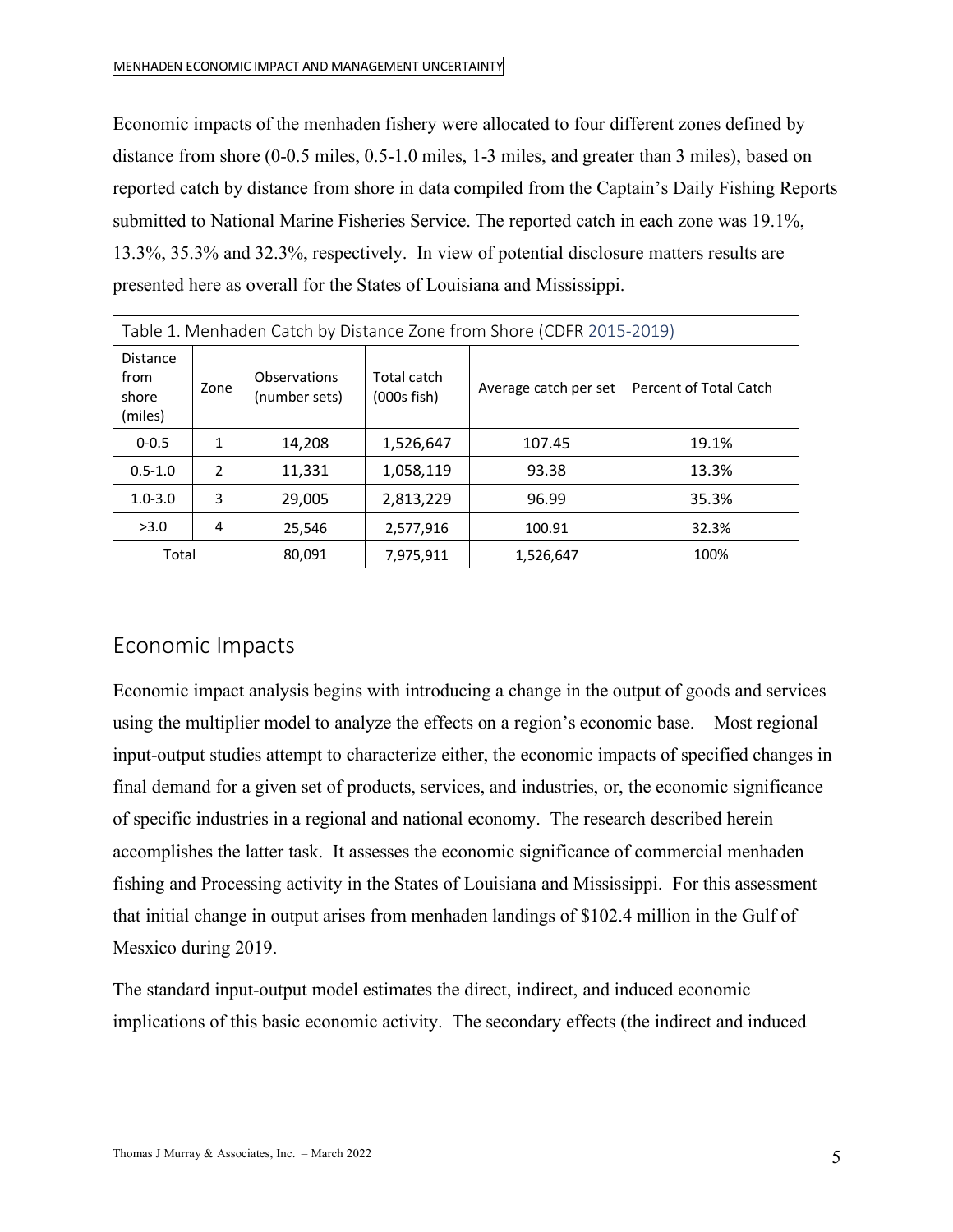Economic impacts of the menhaden fishery were allocated to four different zones defined by distance from shore (0-0.5 miles, 0.5-1.0 miles, 1-3 miles, and greater than 3 miles), based on reported catch by distance from shore in data compiled from the Captain's Daily Fishing Reports submitted to National Marine Fisheries Service. The reported catch in each zone was 19.1%, 13.3%, 35.3% and 32.3%, respectively. In view of potential disclosure matters results are presented here as overall for the States of Louisiana and Mississippi.

Table 1. Menhaden Catch by Distance Zone from Shore (CDFR 2015-2019)

| Distance from shore (miles) | Zone | Observations (number sets) | Total catch (000s fish) | Average catch per set | Percent of Total Catch |
|---|---|---|---|---|---|
| 0-0.5 | 1 | 14,208 | 1,526,647 | 107.45 | 19.1% |
| 0.5-1.0 | 2 | 11,331 | 1,058,119 | 93.38 | 13.3% |
| 1.0-3.0 | 3 | 29,005 | 2,813,229 | 96.99 | 35.3% |
| >3.0 | 4 | 25,546 | 2,577,916 | 100.91 | 32.3% |
| Total | | 80,091 | 7,975,911 | 1,526,647 | 100% |

## Economic Impacts

Economic impact analysis begins with introducing a change in the output of goods and services using the multiplier model to analyze the effects on a region's economic base. Most regional input-output studies attempt to characterize either, the economic impacts of specified changes in final demand for a given set of products, services, and industries, or, the economic significance of specific industries in a regional and national economy. The research described herein accomplishes the latter task. It assesses the economic significance of commercial menhaden fishing and Processing activity in the States of Louisiana and Mississippi. For this assessment that initial change in output arises from menhaden landings of $102.4 million in the Gulf of Mesxico during 2019.

The standard input-output model estimates the direct, indirect, and induced economic implications of this basic economic activity. The secondary effects (the indirect and induced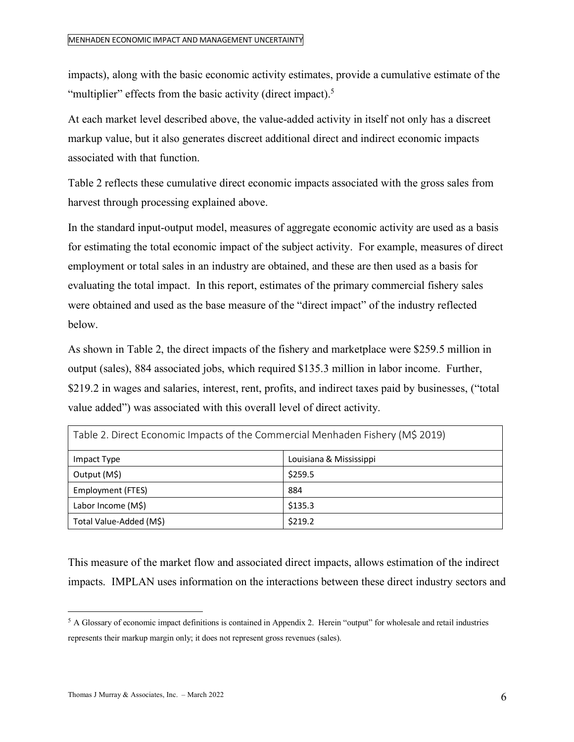impacts), along with the basic economic activity estimates, provide a cumulative estimate of the "multiplier" effects from the basic activity (direct impact).[5]

At each market level described above, the value-added activity in itself not only has a discreet markup value, but it also generates discreet additional direct and indirect economic impacts associated with that function.

Table 2 reflects these cumulative direct economic impacts associated with the gross sales from harvest through processing explained above.

In the standard input-output model, measures of aggregate economic activity are used as a basis for estimating the total economic impact of the subject activity. For example, measures of direct employment or total sales in an industry are obtained, and these are then used as a basis for evaluating the total impact. In this report, estimates of the primary commercial fishery sales were obtained and used as the base measure of the "direct impact" of the industry reflected below.

As shown in Table 2, the direct impacts of the fishery and marketplace were $259.5 million in output (sales), 884 associated jobs, which required $135.3 million in labor income. Further, $219.2 in wages and salaries, interest, rent, profits, and indirect taxes paid by businesses, ("total value added") was associated with this overall level of direct activity.

Table 2. Direct Economic Impacts of the Commercial Menhaden Fishery (M$ 2019)

| Impact Type | Louisiana & Mississippi |
|---|---|
| Output (M$) | $259.5 |
| Employment (FTES) | 884 |
| Labor Income (M$) | $135.3 |
| Total Value-Added (M$) | $219.2 |

This measure of the market flow and associated direct impacts, allows estimation of the indirect impacts. IMPLAN uses information on the interactions between these direct industry sectors and

[5] A Glossary of economic impact definitions is contained in Appendix 2. Herein "output" for wholesale and retail industries represents their markup margin only; it does not represent gross revenues (sales).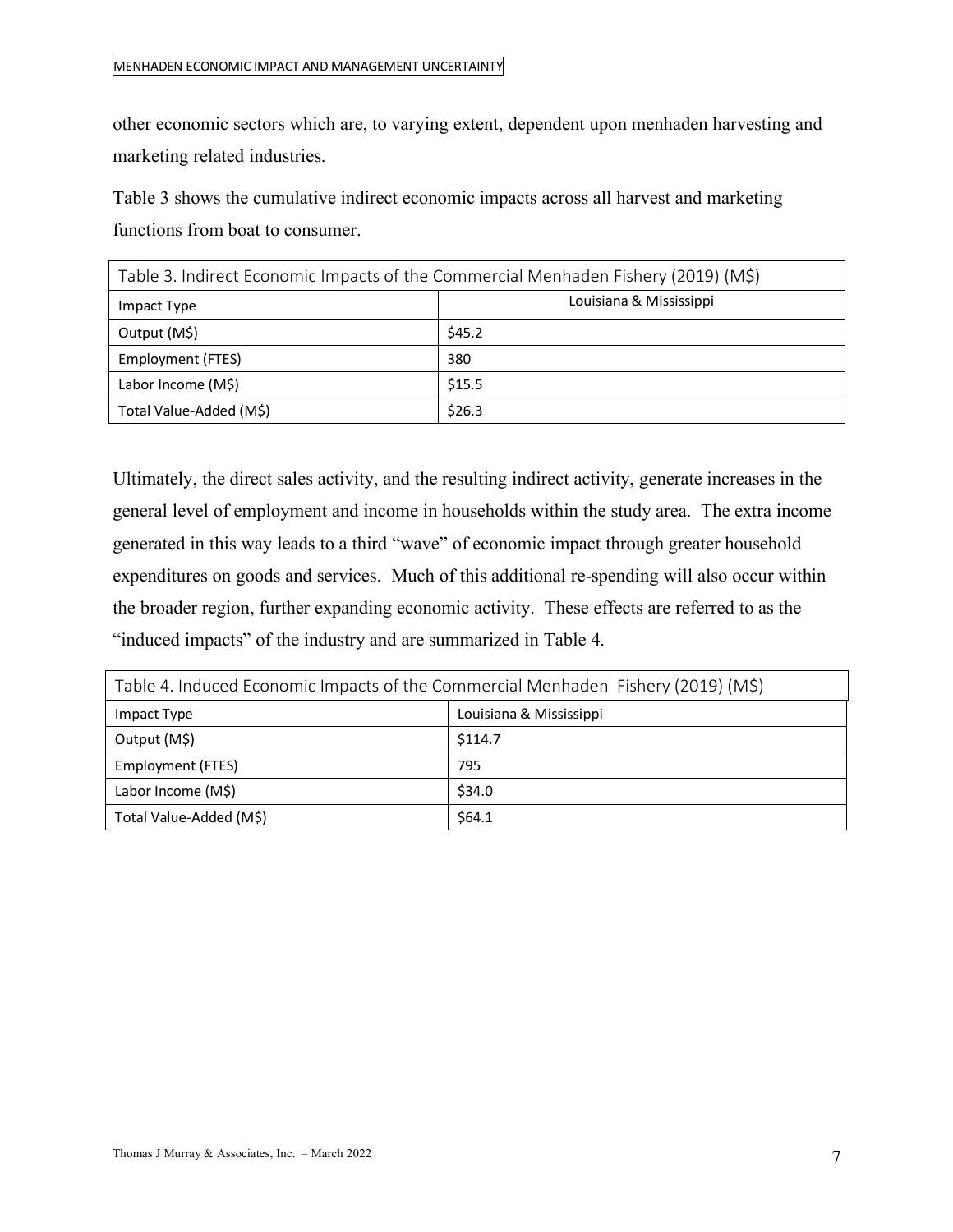other economic sectors which are, to varying extent, dependent upon menhaden harvesting and marketing related industries.

Table 3 shows the cumulative indirect economic impacts across all harvest and marketing functions from boat to consumer.

| Table 3. Indirect Economic Impacts of the Commercial Menhaden Fishery (2019) (M$) | |
|---|---|
| Impact Type | Louisiana & Mississippi |
| Output (M$) | $45.2 |
| Employment (FTES) | 380 |
| Labor Income (M$) | $15.5 |
| Total Value-Added (M$) | $26.3 |

Ultimately, the direct sales activity, and the resulting indirect activity, generate increases in the general level of employment and income in households within the study area. The extra income generated in this way leads to a third "wave" of economic impact through greater household expenditures on goods and services. Much of this additional re-spending will also occur within the broader region, further expanding economic activity. These effects are referred to as the "induced impacts" of the industry and are summarized in Table 4.

| Table 4. Induced Economic Impacts of the Commercial Menhaden Fishery (2019) (M$) | |
|---|---|
| Impact Type | Louisiana & Mississippi |
| Output (M$) | $114.7 |
| Employment (FTES) | 795 |
| Labor Income (M$) | $34.0 |
| Total Value-Added (M$) | $64.1 |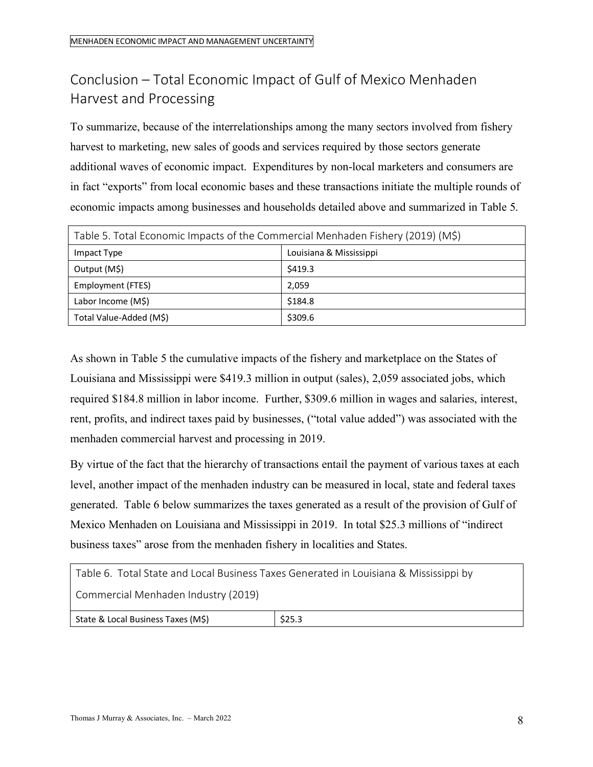## Conclusion – Total Economic Impact of Gulf of Mexico Menhaden Harvest and Processing

To summarize, because of the interrelationships among the many sectors involved from fishery harvest to marketing, new sales of goods and services required by those sectors generate additional waves of economic impact. Expenditures by non-local marketers and consumers are in fact "exports" from local economic bases and these transactions initiate the multiple rounds of economic impacts among businesses and households detailed above and summarized in Table 5.

| Table 5. Total Economic Impacts of the Commercial Menhaden Fishery (2019) (M$) | |
|---|---|
| Impact Type | Louisiana & Mississippi |
| Output (M$) | $419.3 |
| Employment (FTES) | 2,059 |
| Labor Income (M$) | $184.8 |
| Total Value-Added (M$) | $309.6 |

As shown in Table 5 the cumulative impacts of the fishery and marketplace on the States of Louisiana and Mississippi were $419.3 million in output (sales), 2,059 associated jobs, which required $184.8 million in labor income. Further, $309.6 million in wages and salaries, interest, rent, profits, and indirect taxes paid by businesses, ("total value added") was associated with the menhaden commercial harvest and processing in 2019.

By virtue of the fact that the hierarchy of transactions entail the payment of various taxes at each level, another impact of the menhaden industry can be measured in local, state and federal taxes generated. Table 6 below summarizes the taxes generated as a result of the provision of Gulf of Mexico Menhaden on Louisiana and Mississippi in 2019. In total $25.3 millions of "indirect business taxes" arose from the menhaden fishery in localities and States.

| Table 6. Total State and Local Business Taxes Generated in Louisiana & Mississippi by Commercial Menhaden Industry (2019) | |
|---|---|
| State & Local Business Taxes (M$) | $25.3 |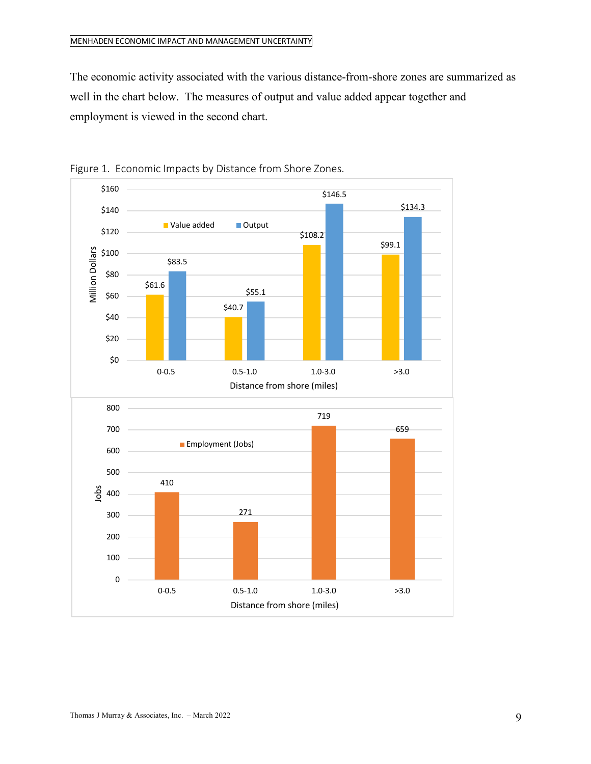The economic activity associated with the various distance-from-shore zones are summarized as well in the chart below. The measures of output and value added appear together and employment is viewed in the second chart.

Figure 1. Economic Impacts by Distance from Shore Zones.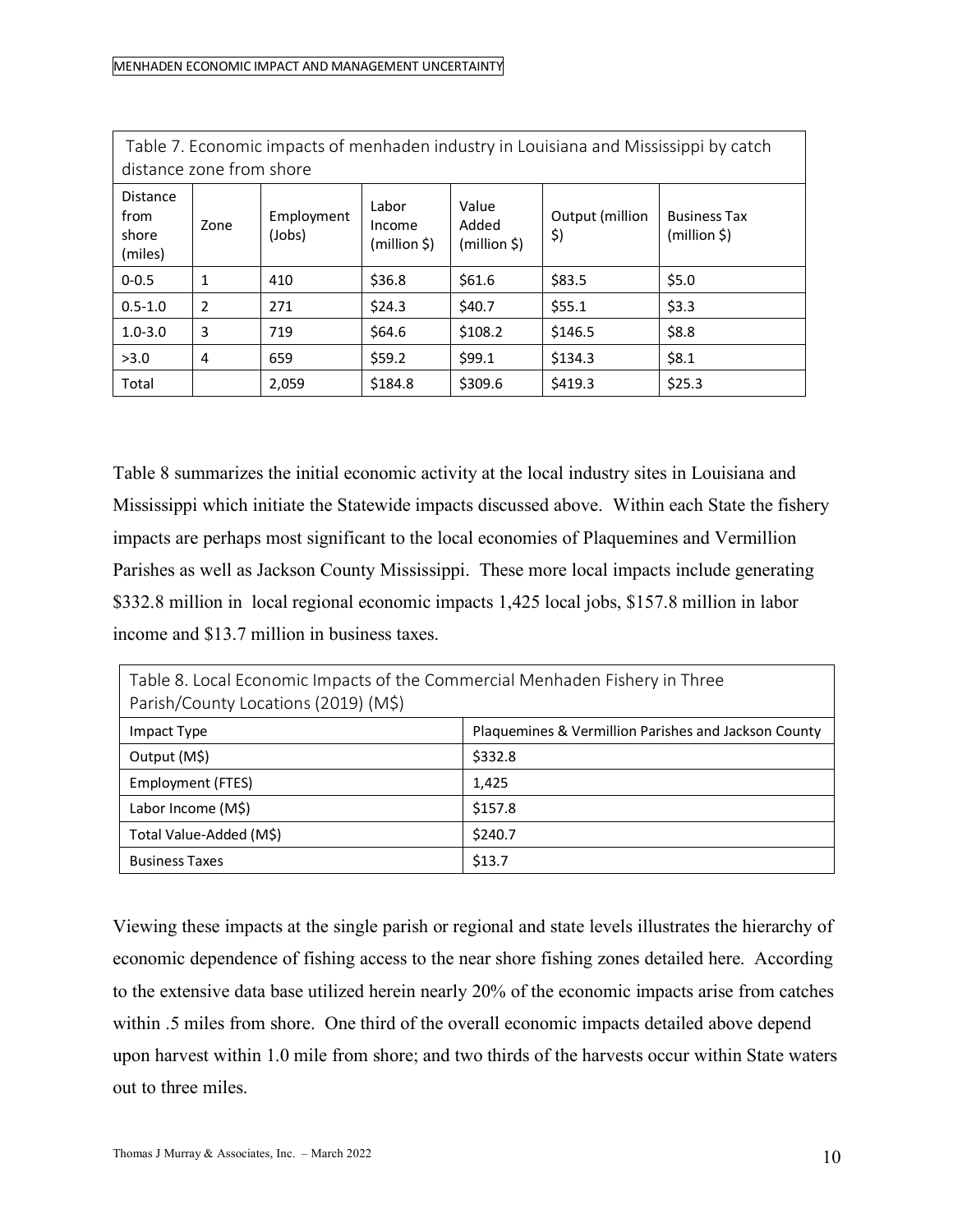| Table 7. Economic impacts of menhaden industry in Louisiana and Mississippi by catch distance zone from shore | | | | | | |
|---|---|---|---|---|---|---|
| Distance from shore (miles) | Zone | Employment (Jobs) | Labor Income (million $) | Value Added (million $) | Output (million $) | Business Tax (million $) |
| 0-0.5 | 1 | 410 | $36.8 | $61.6 | $83.5 | $5.0 |
| 0.5-1.0 | 2 | 271 | $24.3 | $40.7 | $55.1 | $3.3 |
| 1.0-3.0 | 3 | 719 | $64.6 | $108.2 | $146.5 | $8.8 |
| >3.0 | 4 | 659 | $59.2 | $99.1 | $134.3 | $8.1 |
| Total | | 2,059 | $184.8 | $309.6 | $419.3 | $25.3 |

Table 8 summarizes the initial economic activity at the local industry sites in Louisiana and Mississippi which initiate the Statewide impacts discussed above. Within each State the fishery impacts are perhaps most significant to the local economies of Plaquemines and Vermillion Parishes as well as Jackson County Mississippi. These more local impacts include generating $332.8 million in local regional economic impacts 1,425 local jobs, $157.8 million in labor income and $13.7 million in business taxes.

| Table 8. Local Economic Impacts of the Commercial Menhaden Fishery in Three Parish/County Locations (2019) (M$) | |
|---|---|
| Impact Type | Plaquemines & Vermillion Parishes and Jackson County |
| Output (M$) | $332.8 |
| Employment (FTES) | 1,425 |
| Labor Income (M$) | $157.8 |
| Total Value-Added (M$) | $240.7 |
| Business Taxes | $13.7 |

Viewing these impacts at the single parish or regional and state levels illustrates the hierarchy of economic dependence of fishing access to the near shore fishing zones detailed here. According to the extensive data base utilized herein nearly 20% of the economic impacts arise from catches within .5 miles from shore. One third of the overall economic impacts detailed above depend upon harvest within 1.0 mile from shore; and two thirds of the harvests occur within State waters out to three miles.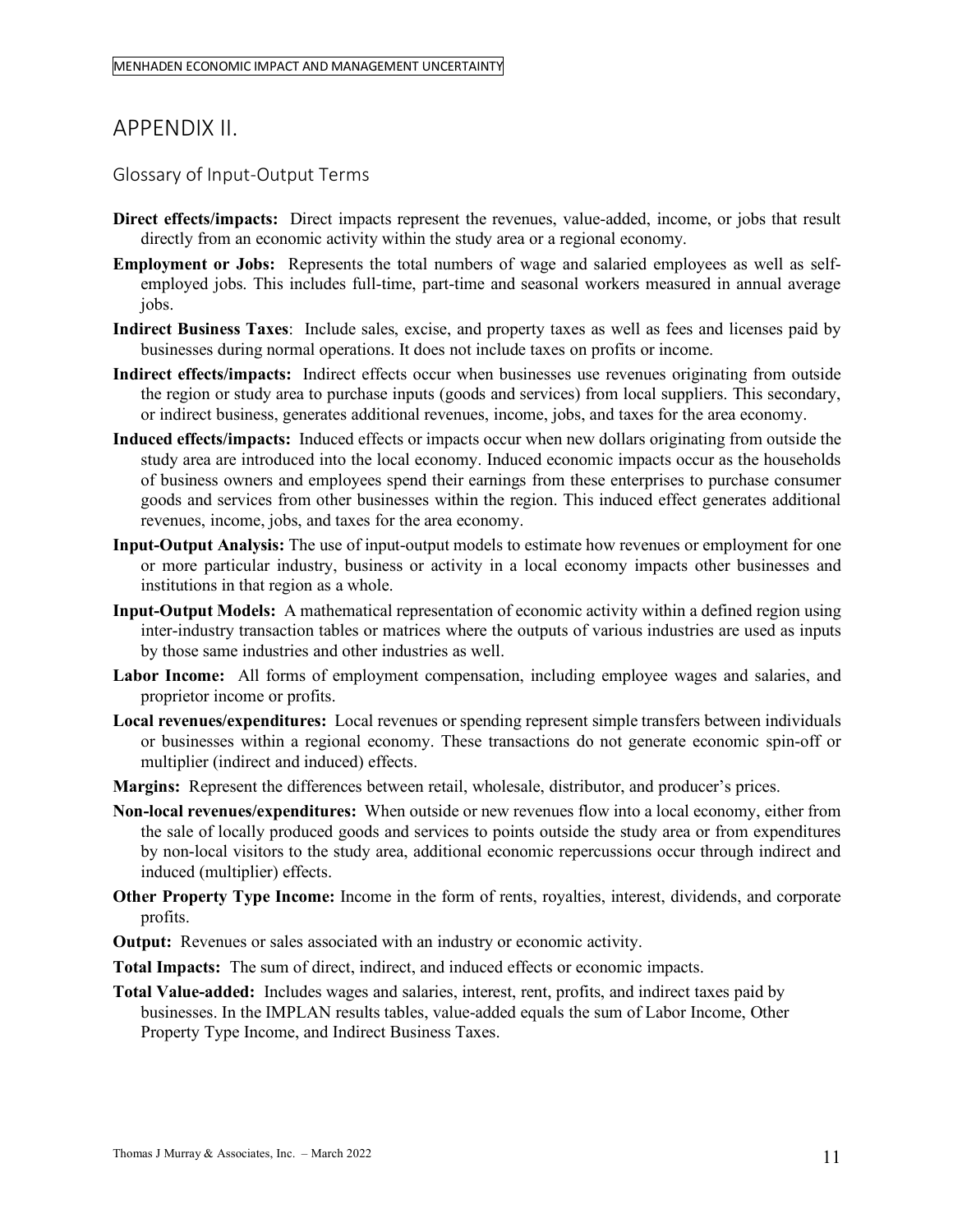# APPENDIX II.

## Glossary of Input-Output Terms

**Direct effects/impacts:** Direct impacts represent the revenues, value-added, income, or jobs that result directly from an economic activity within the study area or a regional economy.

**Employment or Jobs:** Represents the total numbers of wage and salaried employees as well as self-employed jobs. This includes full-time, part-time and seasonal workers measured in annual average jobs.

**Indirect Business Taxes**: Include sales, excise, and property taxes as well as fees and licenses paid by businesses during normal operations. It does not include taxes on profits or income.

**Indirect effects/impacts:** Indirect effects occur when businesses use revenues originating from outside the region or study area to purchase inputs (goods and services) from local suppliers. This secondary, or indirect business, generates additional revenues, income, jobs, and taxes for the area economy.

**Induced effects/impacts:** Induced effects or impacts occur when new dollars originating from outside the study area are introduced into the local economy. Induced economic impacts occur as the households of business owners and employees spend their earnings from these enterprises to purchase consumer goods and services from other businesses within the region. This induced effect generates additional revenues, income, jobs, and taxes for the area economy.

**Input-Output Analysis:** The use of input-output models to estimate how revenues or employment for one or more particular industry, business or activity in a local economy impacts other businesses and institutions in that region as a whole.

**Input-Output Models:** A mathematical representation of economic activity within a defined region using inter-industry transaction tables or matrices where the outputs of various industries are used as inputs by those same industries and other industries as well.

**Labor Income:** All forms of employment compensation, including employee wages and salaries, and proprietor income or profits.

**Local revenues/expenditures:** Local revenues or spending represent simple transfers between individuals or businesses within a regional economy. These transactions do not generate economic spin-off or multiplier (indirect and induced) effects.

**Margins:** Represent the differences between retail, wholesale, distributor, and producer's prices.

**Non-local revenues/expenditures:** When outside or new revenues flow into a local economy, either from the sale of locally produced goods and services to points outside the study area or from expenditures by non-local visitors to the study area, additional economic repercussions occur through indirect and induced (multiplier) effects.

**Other Property Type Income:** Income in the form of rents, royalties, interest, dividends, and corporate profits.

**Output:** Revenues or sales associated with an industry or economic activity.

**Total Impacts:** The sum of direct, indirect, and induced effects or economic impacts.

**Total Value-added:** Includes wages and salaries, interest, rent, profits, and indirect taxes paid by businesses. In the IMPLAN results tables, value-added equals the sum of Labor Income, Other Property Type Income, and Indirect Business Taxes.